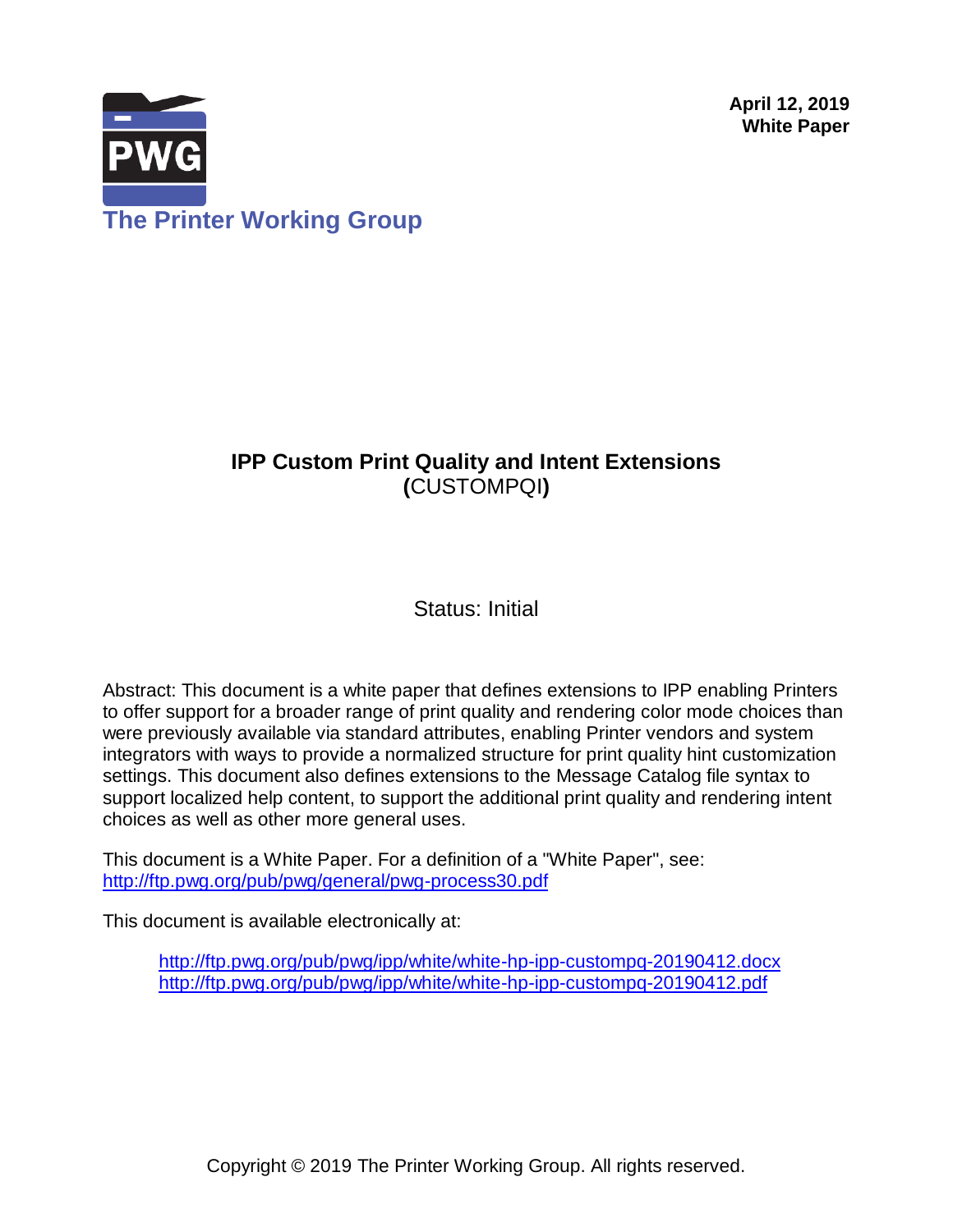**April 12, 2019**
**White Paper**

**The Printer Working Group**

# IPP Custom Print Quality and Intent Extensions
**(**CUSTOMPQI**)**

Status: Initial

Abstract: This document is a white paper that defines extensions to IPP enabling Printers to offer support for a broader range of print quality and rendering color mode choices than were previously available via standard attributes, enabling Printer vendors and system integrators with ways to provide a normalized structure for print quality hint customization settings. This document also defines extensions to the Message Catalog file syntax to support localized help content, to support the additional print quality and rendering intent choices as well as other more general uses.

This document is a White Paper. For a definition of a "White Paper", see: http://ftp.pwg.org/pub/pwg/general/pwg-process30.pdf

This document is available electronically at:

> http://ftp.pwg.org/pub/pwg/ipp/white/white-hp-ipp-custompq-20190412.docx
> http://ftp.pwg.org/pub/pwg/ipp/white/white-hp-ipp-custompq-20190412.pdf

Copyright © 2019 The Printer Working Group. All rights reserved.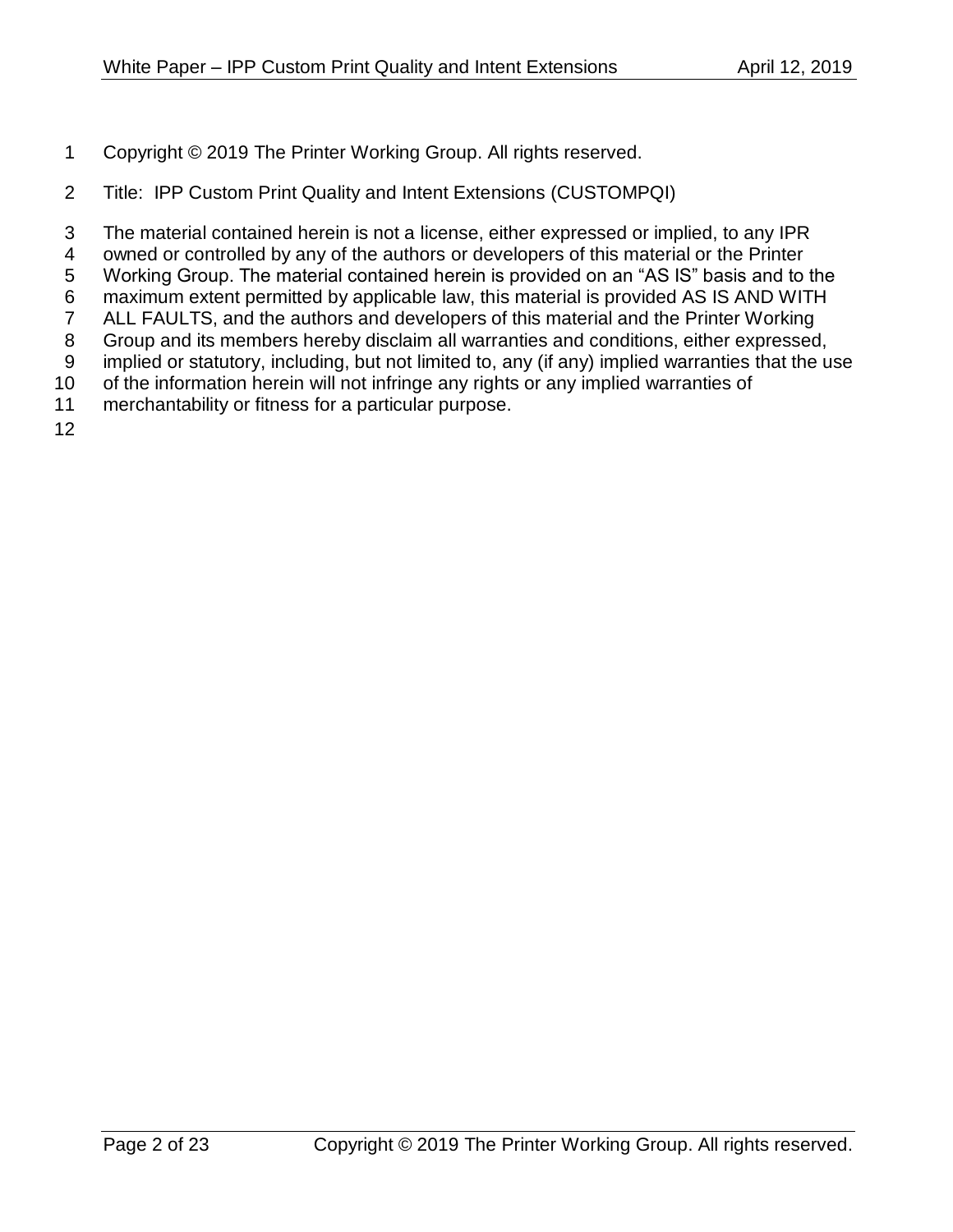Copyright © 2019 The Printer Working Group. All rights reserved.

Title: IPP Custom Print Quality and Intent Extensions (CUSTOMPQI)

The material contained herein is not a license, either expressed or implied, to any IPR owned or controlled by any of the authors or developers of this material or the Printer Working Group. The material contained herein is provided on an "AS IS" basis and to the maximum extent permitted by applicable law, this material is provided AS IS AND WITH ALL FAULTS, and the authors and developers of this material and the Printer Working Group and its members hereby disclaim all warranties and conditions, either expressed, implied or statutory, including, but not limited to, any (if any) implied warranties that the use of the information herein will not infringe any rights or any implied warranties of merchantability or fitness for a particular purpose.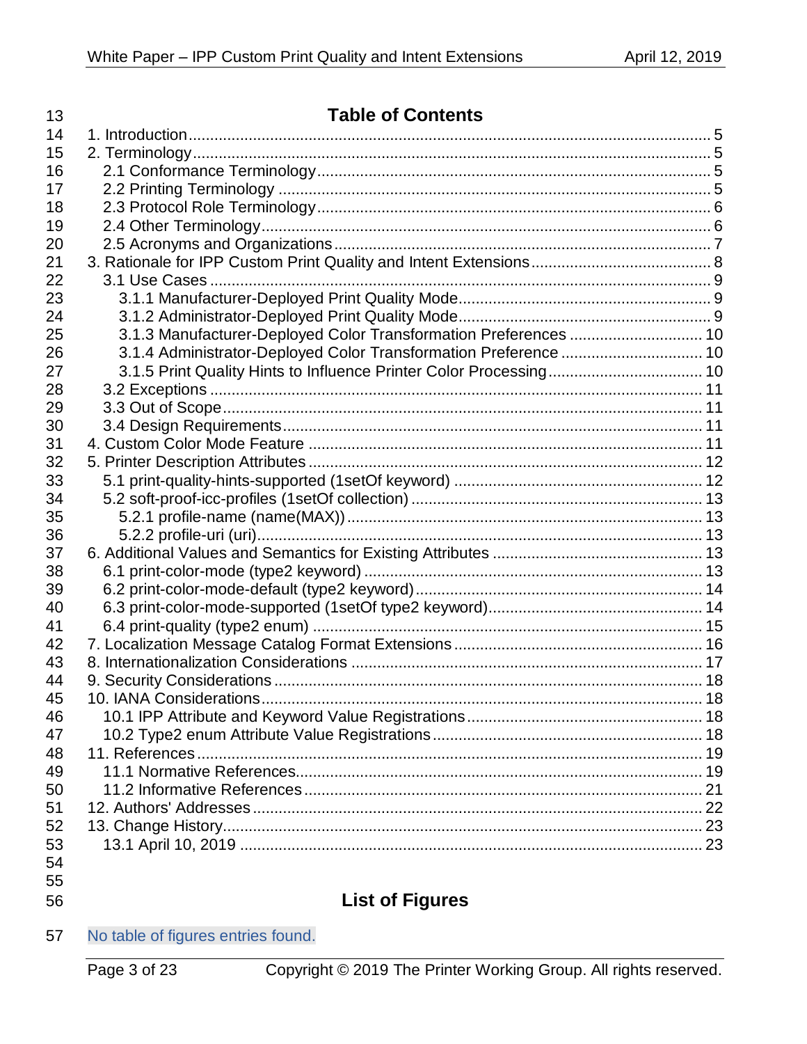## Table of Contents

1. Introduction ..... 5
2. Terminology ..... 5
   - 2.1 Conformance Terminology ..... 5
   - 2.2 Printing Terminology ..... 5
   - 2.3 Protocol Role Terminology ..... 6
   - 2.4 Other Terminology ..... 6
   - 2.5 Acronyms and Organizations ..... 7
3. Rationale for IPP Custom Print Quality and Intent Extensions ..... 8
   - 3.1 Use Cases ..... 9
     - 3.1.1 Manufacturer-Deployed Print Quality Mode ..... 9
     - 3.1.2 Administrator-Deployed Print Quality Mode ..... 9
     - 3.1.3 Manufacturer-Deployed Color Transformation Preferences ..... 10
     - 3.1.4 Administrator-Deployed Color Transformation Preference ..... 10
     - 3.1.5 Print Quality Hints to Influence Printer Color Processing ..... 10
   - 3.2 Exceptions ..... 11
   - 3.3 Out of Scope ..... 11
   - 3.4 Design Requirements ..... 11
4. Custom Color Mode Feature ..... 11
5. Printer Description Attributes ..... 12
   - 5.1 print-quality-hints-supported (1setOf keyword) ..... 12
   - 5.2 soft-proof-icc-profiles (1setOf collection) ..... 13
     - 5.2.1 profile-name (name(MAX)) ..... 13
     - 5.2.2 profile-uri (uri) ..... 13
6. Additional Values and Semantics for Existing Attributes ..... 13
   - 6.1 print-color-mode (type2 keyword) ..... 13
   - 6.2 print-color-mode-default (type2 keyword) ..... 14
   - 6.3 print-color-mode-supported (1setOf type2 keyword) ..... 14
   - 6.4 print-quality (type2 enum) ..... 15
7. Localization Message Catalog Format Extensions ..... 16
8. Internationalization Considerations ..... 17
9. Security Considerations ..... 18
10. IANA Considerations ..... 18
    - 10.1 IPP Attribute and Keyword Value Registrations ..... 18
    - 10.2 Type2 enum Attribute Value Registrations ..... 18
11. References ..... 19
    - 11.1 Normative References ..... 19
    - 11.2 Informative References ..... 21
12. Authors' Addresses ..... 22
13. Change History ..... 23
    - 13.1 April 10, 2019 ..... 23

## List of Figures

No table of figures entries found.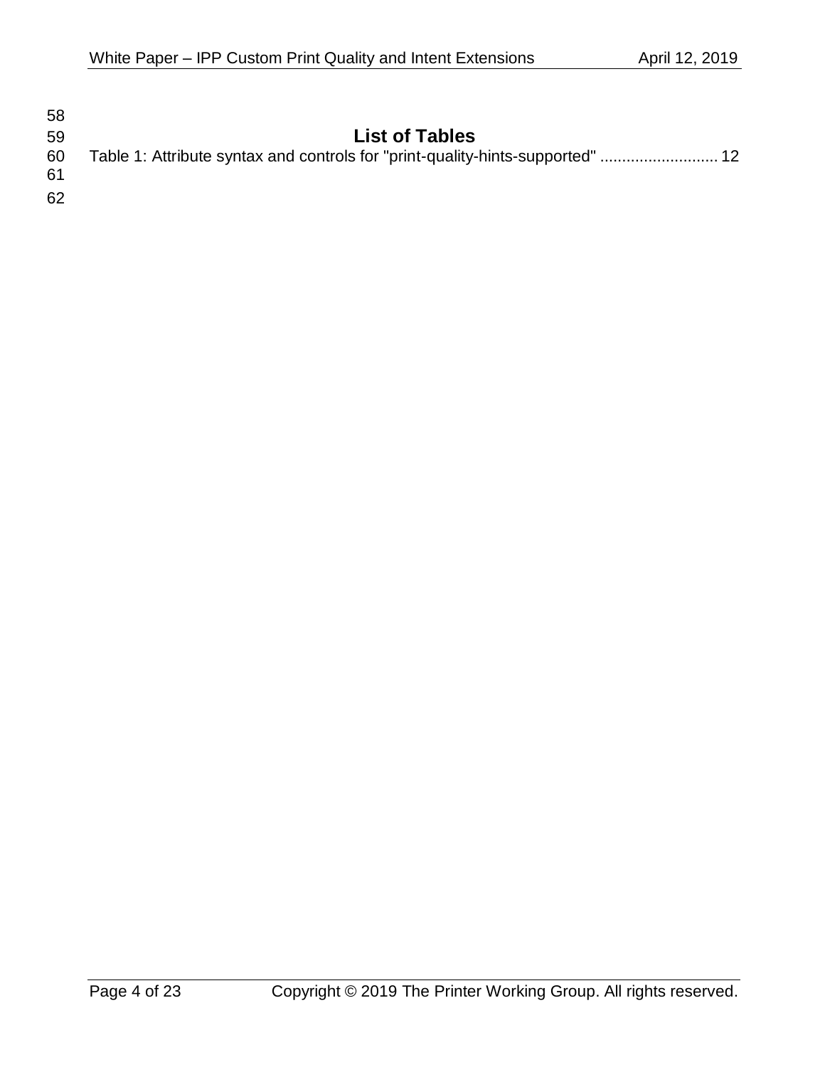# List of Tables

Table 1: Attribute syntax and controls for "print-quality-hints-supported" .......................... 12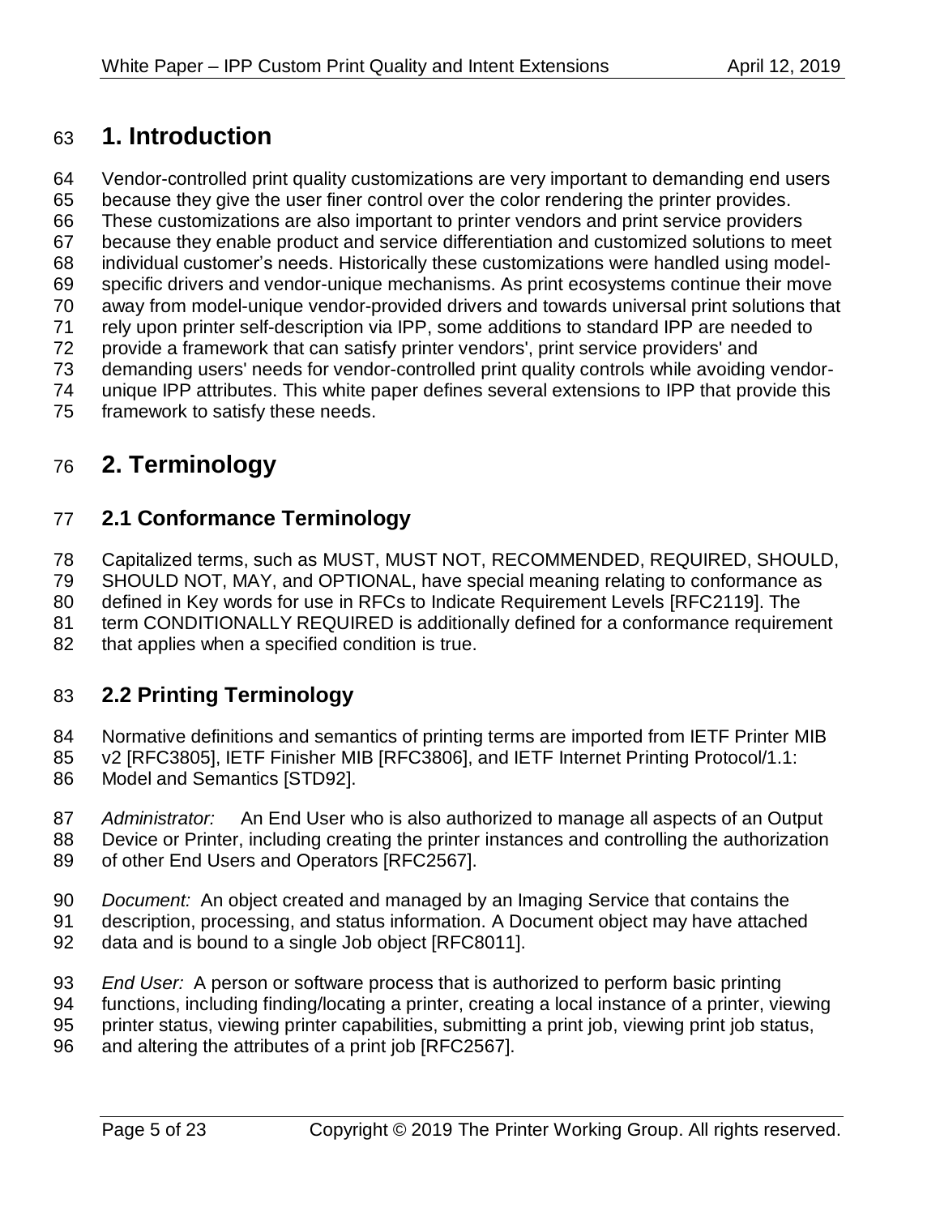# 1. Introduction

Vendor-controlled print quality customizations are very important to demanding end users because they give the user finer control over the color rendering the printer provides. These customizations are also important to printer vendors and print service providers because they enable product and service differentiation and customized solutions to meet individual customer's needs. Historically these customizations were handled using model-specific drivers and vendor-unique mechanisms. As print ecosystems continue their move away from model-unique vendor-provided drivers and towards universal print solutions that rely upon printer self-description via IPP, some additions to standard IPP are needed to provide a framework that can satisfy printer vendors', print service providers' and demanding users' needs for vendor-controlled print quality controls while avoiding vendor-unique IPP attributes. This white paper defines several extensions to IPP that provide this framework to satisfy these needs.

# 2. Terminology

## 2.1 Conformance Terminology

Capitalized terms, such as MUST, MUST NOT, RECOMMENDED, REQUIRED, SHOULD, SHOULD NOT, MAY, and OPTIONAL, have special meaning relating to conformance as defined in Key words for use in RFCs to Indicate Requirement Levels [RFC2119]. The term CONDITIONALLY REQUIRED is additionally defined for a conformance requirement that applies when a specified condition is true.

## 2.2 Printing Terminology

Normative definitions and semantics of printing terms are imported from IETF Printer MIB v2 [RFC3805], IETF Finisher MIB [RFC3806], and IETF Internet Printing Protocol/1.1: Model and Semantics [STD92].

*Administrator:* An End User who is also authorized to manage all aspects of an Output Device or Printer, including creating the printer instances and controlling the authorization of other End Users and Operators [RFC2567].

*Document:* An object created and managed by an Imaging Service that contains the description, processing, and status information. A Document object may have attached data and is bound to a single Job object [RFC8011].

*End User:* A person or software process that is authorized to perform basic printing functions, including finding/locating a printer, creating a local instance of a printer, viewing printer status, viewing printer capabilities, submitting a print job, viewing print job status, and altering the attributes of a print job [RFC2567].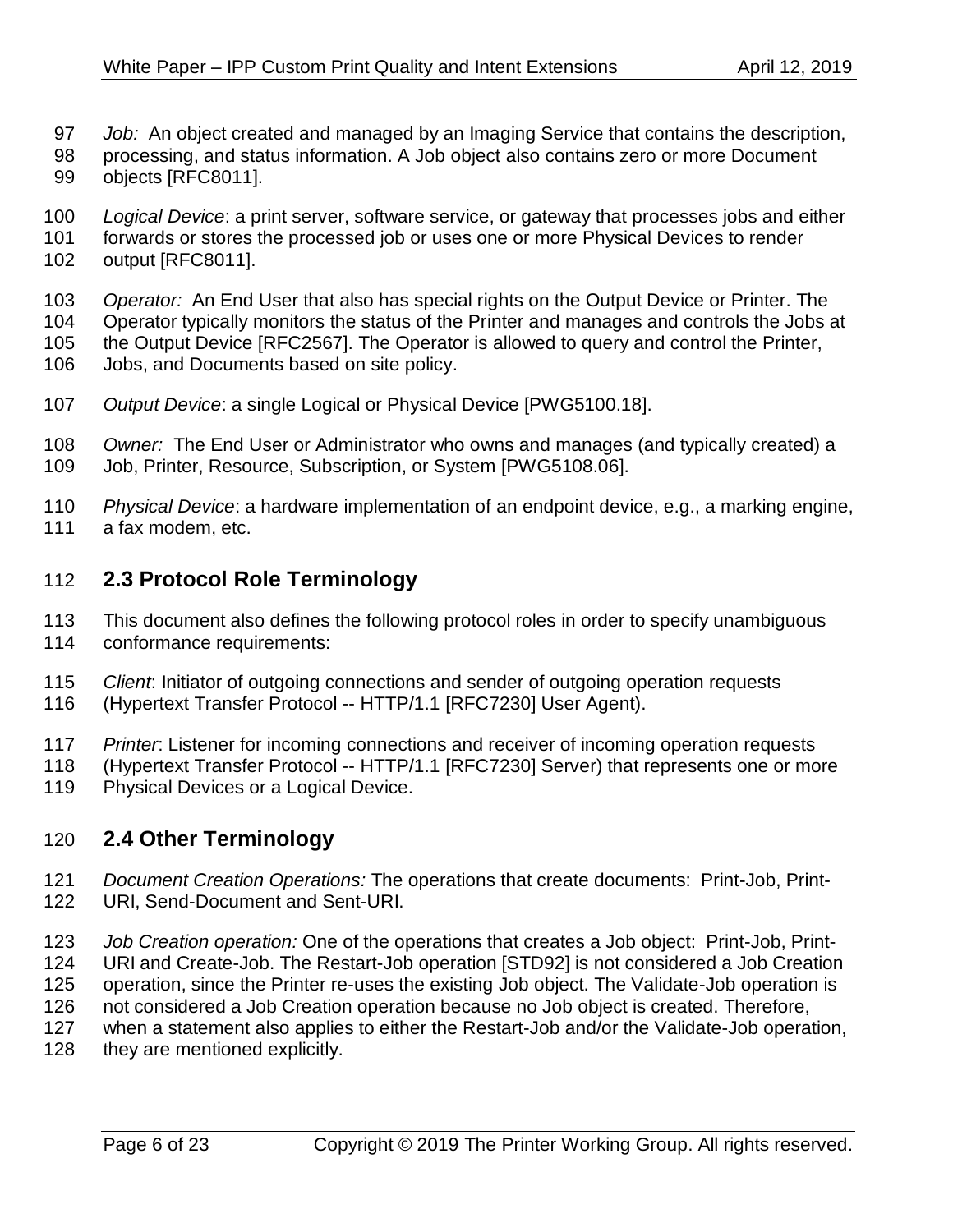*Job:* An object created and managed by an Imaging Service that contains the description, processing, and status information. A Job object also contains zero or more Document objects [RFC8011].

*Logical Device*: a print server, software service, or gateway that processes jobs and either forwards or stores the processed job or uses one or more Physical Devices to render output [RFC8011].

*Operator:* An End User that also has special rights on the Output Device or Printer. The Operator typically monitors the status of the Printer and manages and controls the Jobs at the Output Device [RFC2567]. The Operator is allowed to query and control the Printer, Jobs, and Documents based on site policy.

*Output Device*: a single Logical or Physical Device [PWG5100.18].

*Owner:* The End User or Administrator who owns and manages (and typically created) a Job, Printer, Resource, Subscription, or System [PWG5108.06].

*Physical Device*: a hardware implementation of an endpoint device, e.g., a marking engine, a fax modem, etc.

## 2.3 Protocol Role Terminology

This document also defines the following protocol roles in order to specify unambiguous conformance requirements:

*Client*: Initiator of outgoing connections and sender of outgoing operation requests (Hypertext Transfer Protocol -- HTTP/1.1 [RFC7230] User Agent).

*Printer*: Listener for incoming connections and receiver of incoming operation requests (Hypertext Transfer Protocol -- HTTP/1.1 [RFC7230] Server) that represents one or more Physical Devices or a Logical Device.

## 2.4 Other Terminology

*Document Creation Operations:* The operations that create documents: Print-Job, Print-URI, Send-Document and Sent-URI.

*Job Creation operation:* One of the operations that creates a Job object: Print-Job, Print-URI and Create-Job. The Restart-Job operation [STD92] is not considered a Job Creation operation, since the Printer re-uses the existing Job object. The Validate-Job operation is not considered a Job Creation operation because no Job object is created. Therefore, when a statement also applies to either the Restart-Job and/or the Validate-Job operation, they are mentioned explicitly.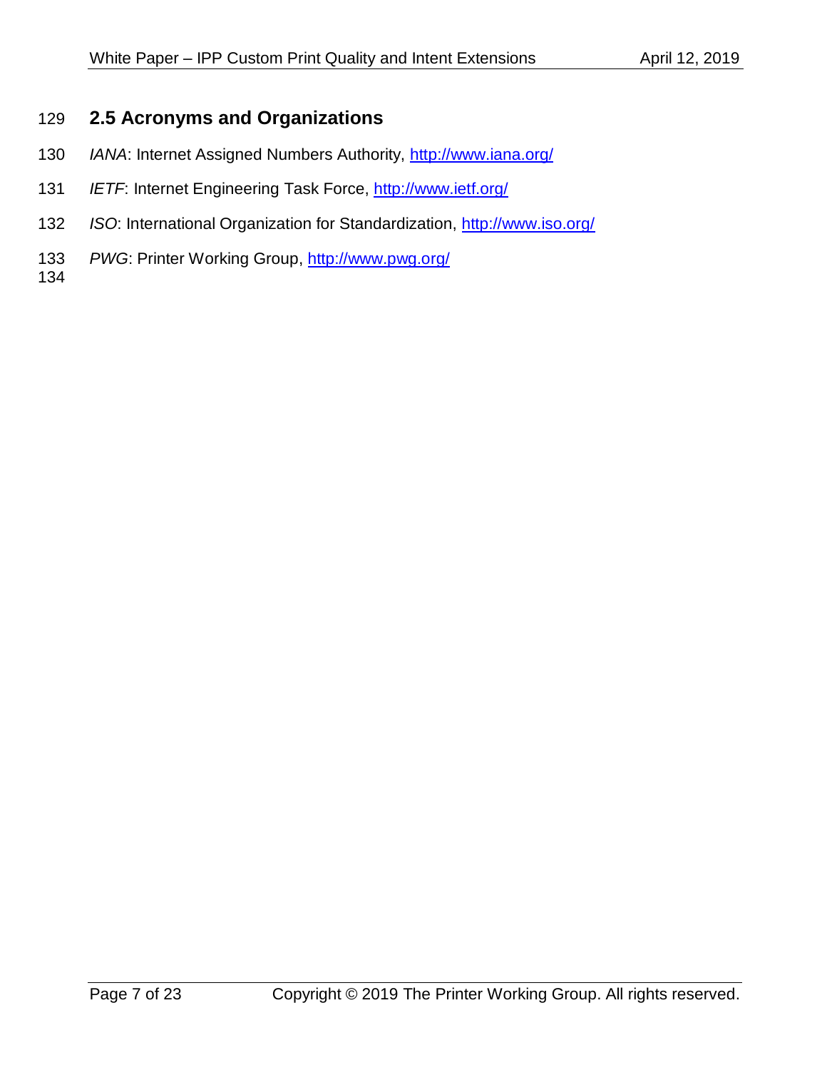## 2.5 Acronyms and Organizations

*IANA*: Internet Assigned Numbers Authority, http://www.iana.org/

*IETF*: Internet Engineering Task Force, http://www.ietf.org/

*ISO*: International Organization for Standardization, http://www.iso.org/

*PWG*: Printer Working Group, http://www.pwg.org/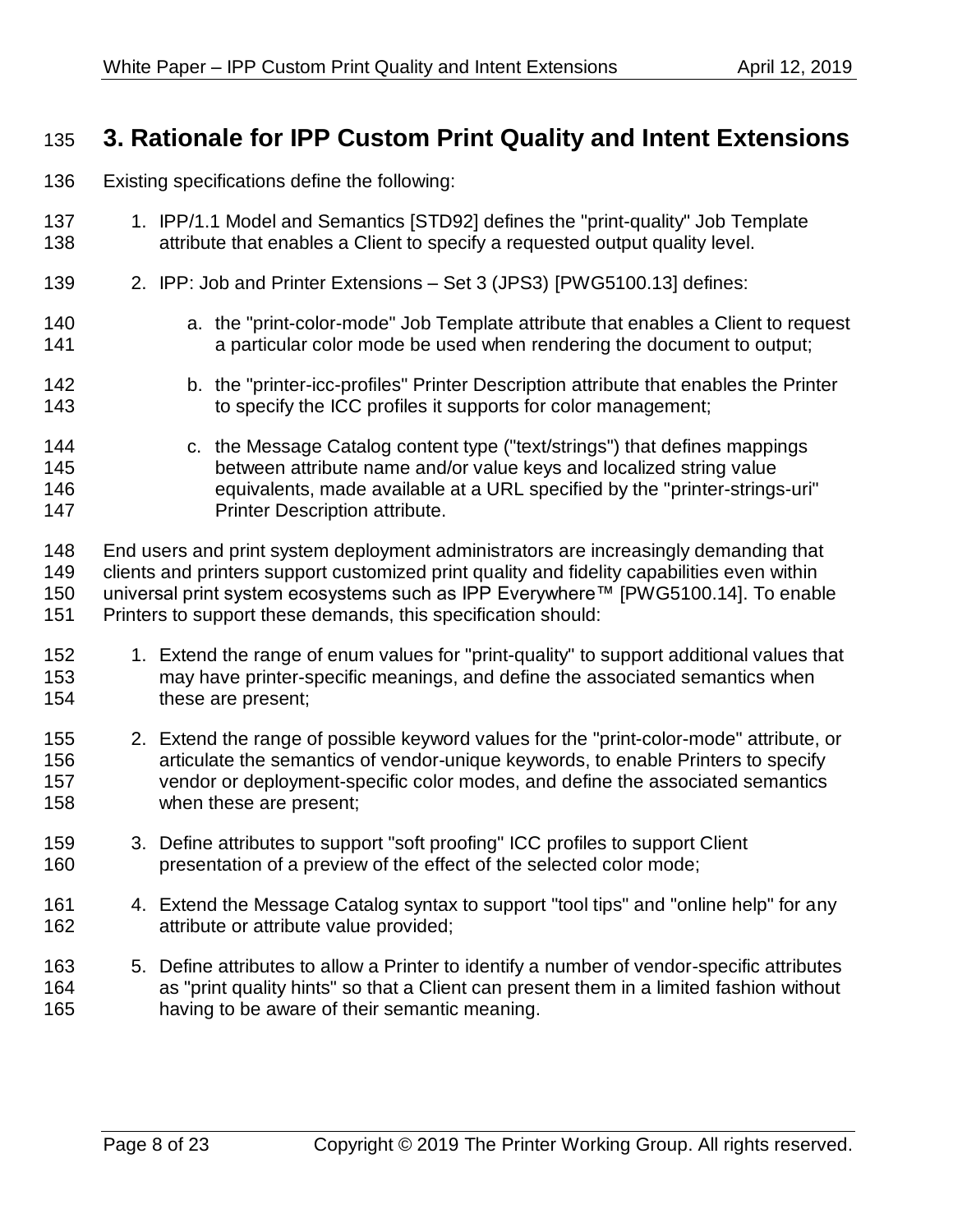# 3. Rationale for IPP Custom Print Quality and Intent Extensions

Existing specifications define the following:

1. IPP/1.1 Model and Semantics [STD92] defines the "print-quality" Job Template attribute that enables a Client to specify a requested output quality level.
2. IPP: Job and Printer Extensions – Set 3 (JPS3) [PWG5100.13] defines:
    a. the "print-color-mode" Job Template attribute that enables a Client to request a particular color mode be used when rendering the document to output;
    b. the "printer-icc-profiles" Printer Description attribute that enables the Printer to specify the ICC profiles it supports for color management;
    c. the Message Catalog content type ("text/strings") that defines mappings between attribute name and/or value keys and localized string value equivalents, made available at a URL specified by the "printer-strings-uri" Printer Description attribute.

End users and print system deployment administrators are increasingly demanding that clients and printers support customized print quality and fidelity capabilities even within universal print system ecosystems such as IPP Everywhere™ [PWG5100.14]. To enable Printers to support these demands, this specification should:

1. Extend the range of enum values for "print-quality" to support additional values that may have printer-specific meanings, and define the associated semantics when these are present;
2. Extend the range of possible keyword values for the "print-color-mode" attribute, or articulate the semantics of vendor-unique keywords, to enable Printers to specify vendor or deployment-specific color modes, and define the associated semantics when these are present;
3. Define attributes to support "soft proofing" ICC profiles to support Client presentation of a preview of the effect of the selected color mode;
4. Extend the Message Catalog syntax to support "tool tips" and "online help" for any attribute or attribute value provided;
5. Define attributes to allow a Printer to identify a number of vendor-specific attributes as "print quality hints" so that a Client can present them in a limited fashion without having to be aware of their semantic meaning.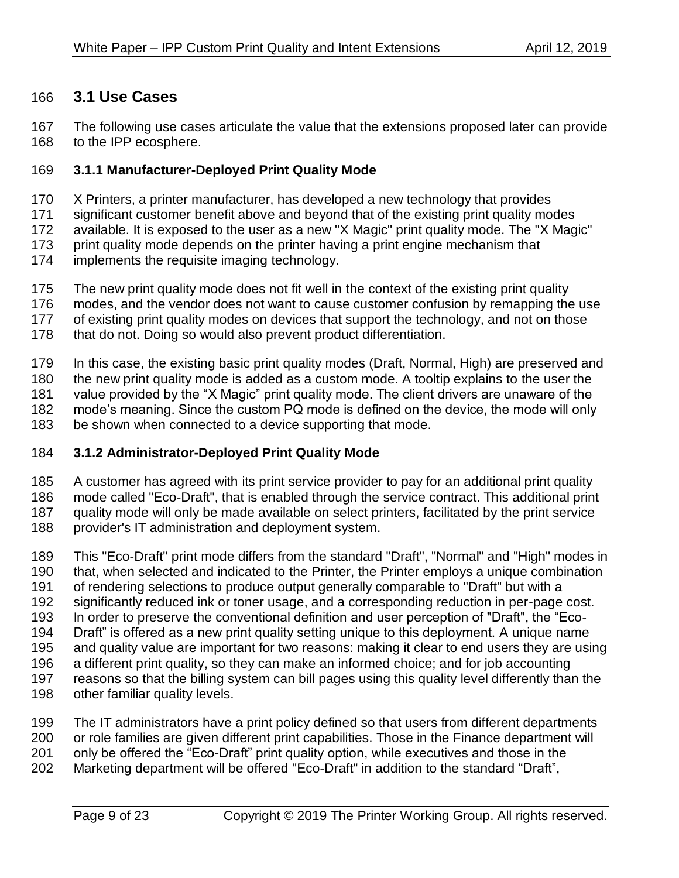## 3.1 Use Cases

The following use cases articulate the value that the extensions proposed later can provide to the IPP ecosphere.

### 3.1.1 Manufacturer-Deployed Print Quality Mode

X Printers, a printer manufacturer, has developed a new technology that provides significant customer benefit above and beyond that of the existing print quality modes available. It is exposed to the user as a new "X Magic" print quality mode. The "X Magic" print quality mode depends on the printer having a print engine mechanism that implements the requisite imaging technology.

The new print quality mode does not fit well in the context of the existing print quality modes, and the vendor does not want to cause customer confusion by remapping the use of existing print quality modes on devices that support the technology, and not on those that do not. Doing so would also prevent product differentiation.

In this case, the existing basic print quality modes (Draft, Normal, High) are preserved and the new print quality mode is added as a custom mode. A tooltip explains to the user the value provided by the "X Magic" print quality mode. The client drivers are unaware of the mode's meaning. Since the custom PQ mode is defined on the device, the mode will only be shown when connected to a device supporting that mode.

### 3.1.2 Administrator-Deployed Print Quality Mode

A customer has agreed with its print service provider to pay for an additional print quality mode called "Eco-Draft", that is enabled through the service contract. This additional print quality mode will only be made available on select printers, facilitated by the print service provider's IT administration and deployment system.

This "Eco-Draft" print mode differs from the standard "Draft", "Normal" and "High" modes in that, when selected and indicated to the Printer, the Printer employs a unique combination of rendering selections to produce output generally comparable to "Draft" but with a significantly reduced ink or toner usage, and a corresponding reduction in per-page cost. In order to preserve the conventional definition and user perception of "Draft", the "Eco-Draft" is offered as a new print quality setting unique to this deployment. A unique name and quality value are important for two reasons: making it clear to end users they are using a different print quality, so they can make an informed choice; and for job accounting reasons so that the billing system can bill pages using this quality level differently than the other familiar quality levels.

The IT administrators have a print policy defined so that users from different departments or role families are given different print capabilities. Those in the Finance department will only be offered the "Eco-Draft" print quality option, while executives and those in the Marketing department will be offered "Eco-Draft" in addition to the standard "Draft",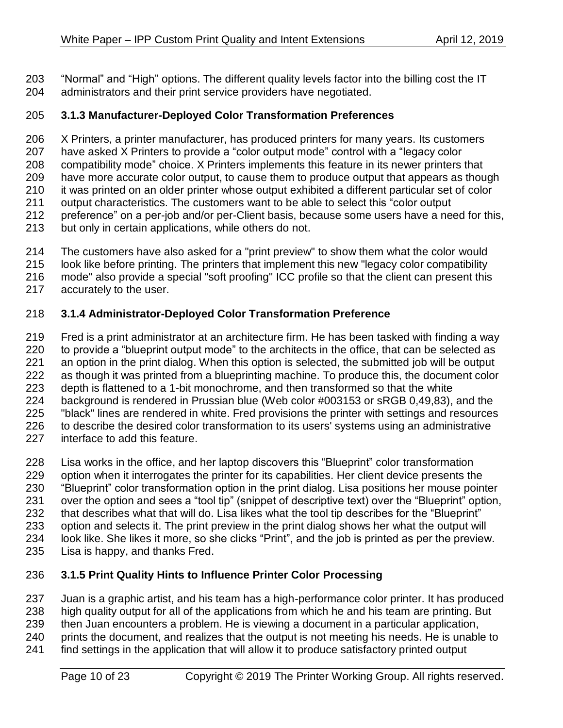"Normal" and "High" options. The different quality levels factor into the billing cost the IT administrators and their print service providers have negotiated.

### 3.1.3 Manufacturer-Deployed Color Transformation Preferences

X Printers, a printer manufacturer, has produced printers for many years. Its customers have asked X Printers to provide a "color output mode" control with a "legacy color compatibility mode" choice. X Printers implements this feature in its newer printers that have more accurate color output, to cause them to produce output that appears as though it was printed on an older printer whose output exhibited a different particular set of color output characteristics. The customers want to be able to select this "color output preference" on a per-job and/or per-Client basis, because some users have a need for this, but only in certain applications, while others do not.

The customers have also asked for a "print preview" to show them what the color would look like before printing. The printers that implement this new "legacy color compatibility mode" also provide a special "soft proofing" ICC profile so that the client can present this accurately to the user.

### 3.1.4 Administrator-Deployed Color Transformation Preference

Fred is a print administrator at an architecture firm. He has been tasked with finding a way to provide a "blueprint output mode" to the architects in the office, that can be selected as an option in the print dialog. When this option is selected, the submitted job will be output as though it was printed from a blueprinting machine. To produce this, the document color depth is flattened to a 1-bit monochrome, and then transformed so that the white background is rendered in Prussian blue (Web color #003153 or sRGB 0,49,83), and the "black" lines are rendered in white. Fred provisions the printer with settings and resources to describe the desired color transformation to its users' systems using an administrative interface to add this feature.

Lisa works in the office, and her laptop discovers this "Blueprint" color transformation option when it interrogates the printer for its capabilities. Her client device presents the "Blueprint" color transformation option in the print dialog. Lisa positions her mouse pointer over the option and sees a "tool tip" (snippet of descriptive text) over the "Blueprint" option, that describes what that will do. Lisa likes what the tool tip describes for the "Blueprint" option and selects it. The print preview in the print dialog shows her what the output will look like. She likes it more, so she clicks "Print", and the job is printed as per the preview. Lisa is happy, and thanks Fred.

### 3.1.5 Print Quality Hints to Influence Printer Color Processing

Juan is a graphic artist, and his team has a high-performance color printer. It has produced high quality output for all of the applications from which he and his team are printing. But then Juan encounters a problem. He is viewing a document in a particular application, prints the document, and realizes that the output is not meeting his needs. He is unable to find settings in the application that will allow it to produce satisfactory printed output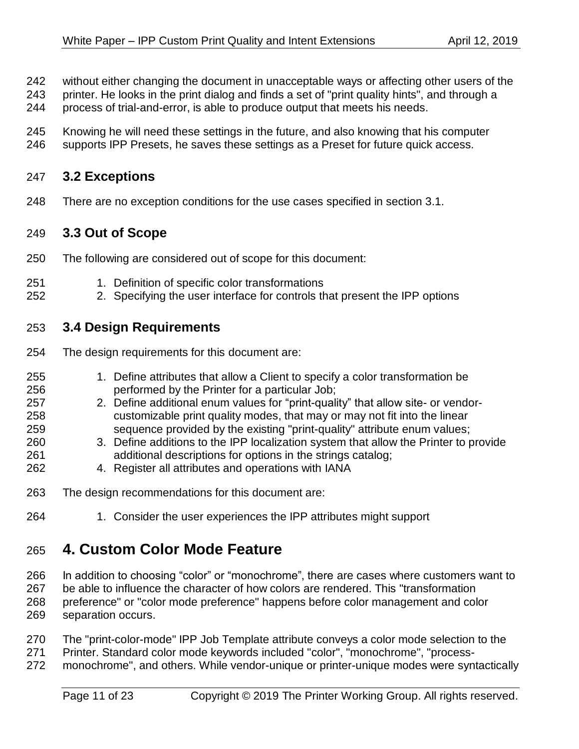without either changing the document in unacceptable ways or affecting other users of the printer. He looks in the print dialog and finds a set of "print quality hints", and through a process of trial-and-error, is able to produce output that meets his needs.

Knowing he will need these settings in the future, and also knowing that his computer supports IPP Presets, he saves these settings as a Preset for future quick access.

## 3.2 Exceptions

There are no exception conditions for the use cases specified in section 3.1.

## 3.3 Out of Scope

The following are considered out of scope for this document:

1. Definition of specific color transformations
2. Specifying the user interface for controls that present the IPP options

## 3.4 Design Requirements

The design requirements for this document are:

1. Define attributes that allow a Client to specify a color transformation be performed by the Printer for a particular Job;
2. Define additional enum values for "print-quality" that allow site- or vendor-customizable print quality modes, that may or may not fit into the linear sequence provided by the existing "print-quality" attribute enum values;
3. Define additions to the IPP localization system that allow the Printer to provide additional descriptions for options in the strings catalog;
4. Register all attributes and operations with IANA

The design recommendations for this document are:

1. Consider the user experiences the IPP attributes might support

# 4. Custom Color Mode Feature

In addition to choosing "color" or "monochrome", there are cases where customers want to be able to influence the character of how colors are rendered. This "transformation preference" or "color mode preference" happens before color management and color separation occurs.

The "print-color-mode" IPP Job Template attribute conveys a color mode selection to the Printer. Standard color mode keywords included "color", "monochrome", "process-monochrome", and others. While vendor-unique or printer-unique modes were syntactically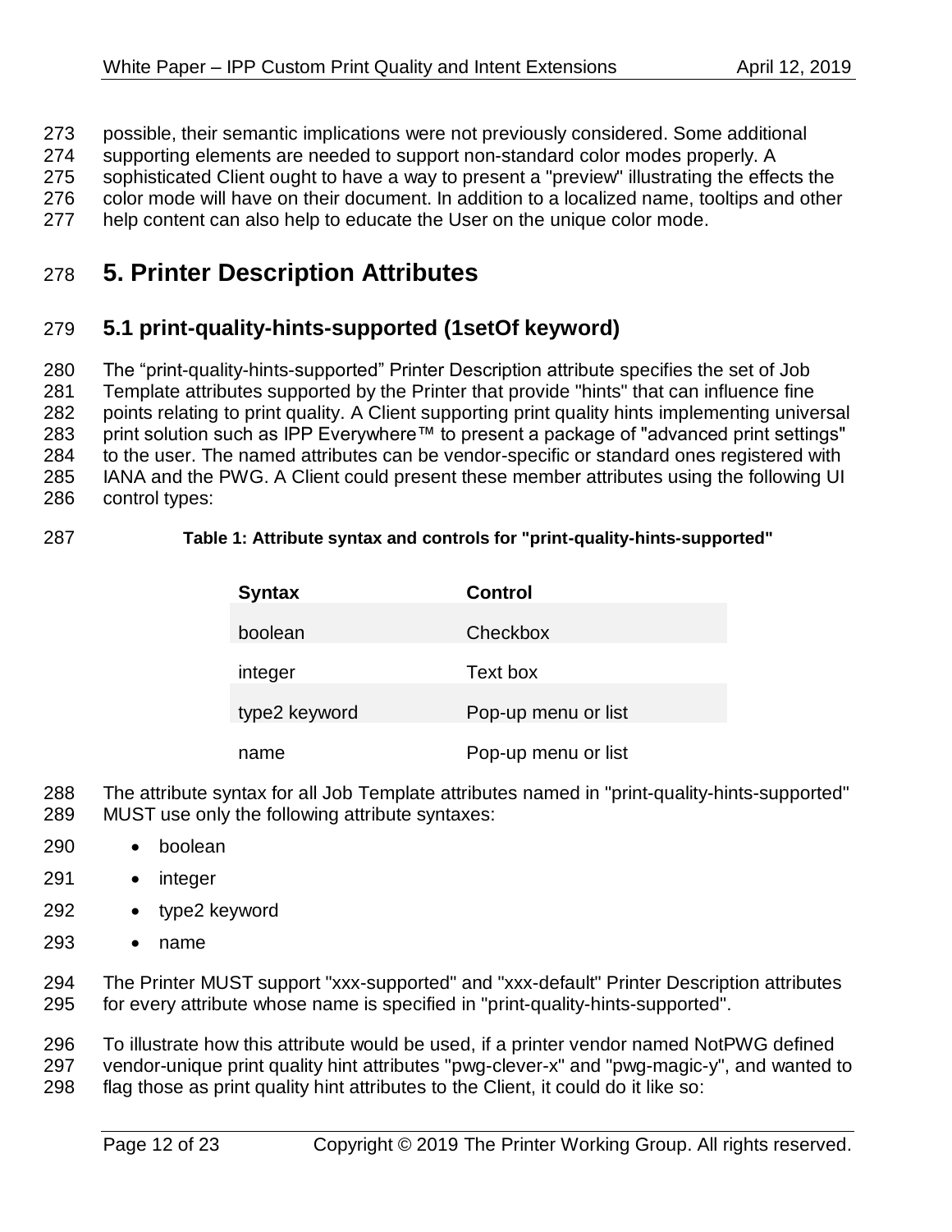possible, their semantic implications were not previously considered. Some additional supporting elements are needed to support non-standard color modes properly. A sophisticated Client ought to have a way to present a "preview" illustrating the effects the color mode will have on their document. In addition to a localized name, tooltips and other help content can also help to educate the User on the unique color mode.

# 5. Printer Description Attributes

## 5.1 print-quality-hints-supported (1setOf keyword)

The “print-quality-hints-supported” Printer Description attribute specifies the set of Job Template attributes supported by the Printer that provide "hints" that can influence fine points relating to print quality. A Client supporting print quality hints implementing universal print solution such as IPP Everywhere™ to present a package of "advanced print settings" to the user. The named attributes can be vendor-specific or standard ones registered with IANA and the PWG. A Client could present these member attributes using the following UI control types:

**Table 1: Attribute syntax and controls for "print-quality-hints-supported"**

| Syntax | Control |
|---|---|
| boolean | Checkbox |
| integer | Text box |
| type2 keyword | Pop-up menu or list |
| name | Pop-up menu or list |

The attribute syntax for all Job Template attributes named in "print-quality-hints-supported" MUST use only the following attribute syntaxes:

- boolean
- integer
- type2 keyword
- name

The Printer MUST support "xxx-supported" and "xxx-default" Printer Description attributes for every attribute whose name is specified in "print-quality-hints-supported".

To illustrate how this attribute would be used, if a printer vendor named NotPWG defined vendor-unique print quality hint attributes "pwg-clever-x" and "pwg-magic-y", and wanted to flag those as print quality hint attributes to the Client, it could do it like so: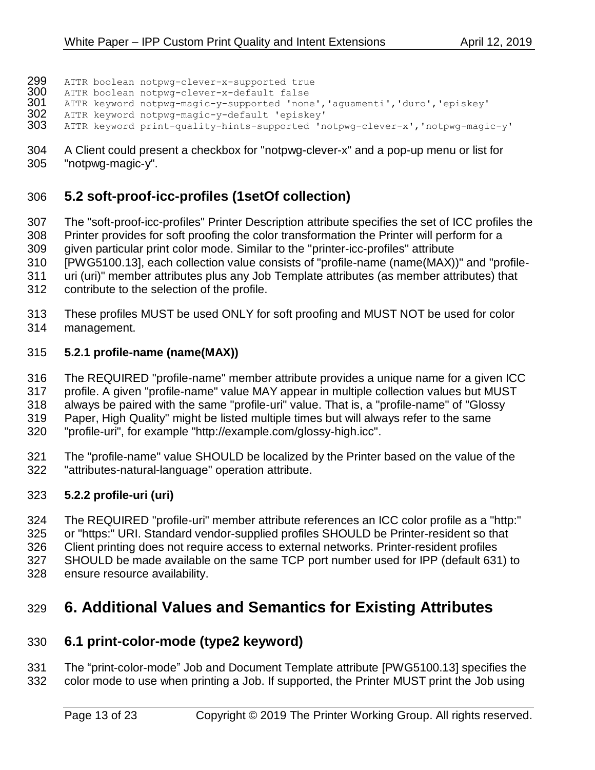```
ATTR boolean notpwg-clever-x-supported true
ATTR boolean notpwg-clever-x-default false
ATTR keyword notpwg-magic-y-supported 'none','aguamenti','duro','episkey'
ATTR keyword notpwg-magic-y-default 'episkey'
ATTR keyword print-quality-hints-supported 'notpwg-clever-x','notpwg-magic-y'
```

A Client could present a checkbox for "notpwg-clever-x" and a pop-up menu or list for "notpwg-magic-y".

## 5.2 soft-proof-icc-profiles (1setOf collection)

The "soft-proof-icc-profiles" Printer Description attribute specifies the set of ICC profiles the Printer provides for soft proofing the color transformation the Printer will perform for a given particular print color mode. Similar to the "printer-icc-profiles" attribute [PWG5100.13], each collection value consists of "profile-name (name(MAX))" and "profile-uri (uri)" member attributes plus any Job Template attributes (as member attributes) that contribute to the selection of the profile.

These profiles MUST be used ONLY for soft proofing and MUST NOT be used for color management.

### 5.2.1 profile-name (name(MAX))

The REQUIRED "profile-name" member attribute provides a unique name for a given ICC profile. A given "profile-name" value MAY appear in multiple collection values but MUST always be paired with the same "profile-uri" value. That is, a "profile-name" of "Glossy Paper, High Quality" might be listed multiple times but will always refer to the same "profile-uri", for example "http://example.com/glossy-high.icc".

The "profile-name" value SHOULD be localized by the Printer based on the value of the "attributes-natural-language" operation attribute.

### 5.2.2 profile-uri (uri)

The REQUIRED "profile-uri" member attribute references an ICC color profile as a "http:" or "https:" URI. Standard vendor-supplied profiles SHOULD be Printer-resident so that Client printing does not require access to external networks. Printer-resident profiles SHOULD be made available on the same TCP port number used for IPP (default 631) to ensure resource availability.

# 6. Additional Values and Semantics for Existing Attributes

## 6.1 print-color-mode (type2 keyword)

The “print-color-mode” Job and Document Template attribute [PWG5100.13] specifies the color mode to use when printing a Job. If supported, the Printer MUST print the Job using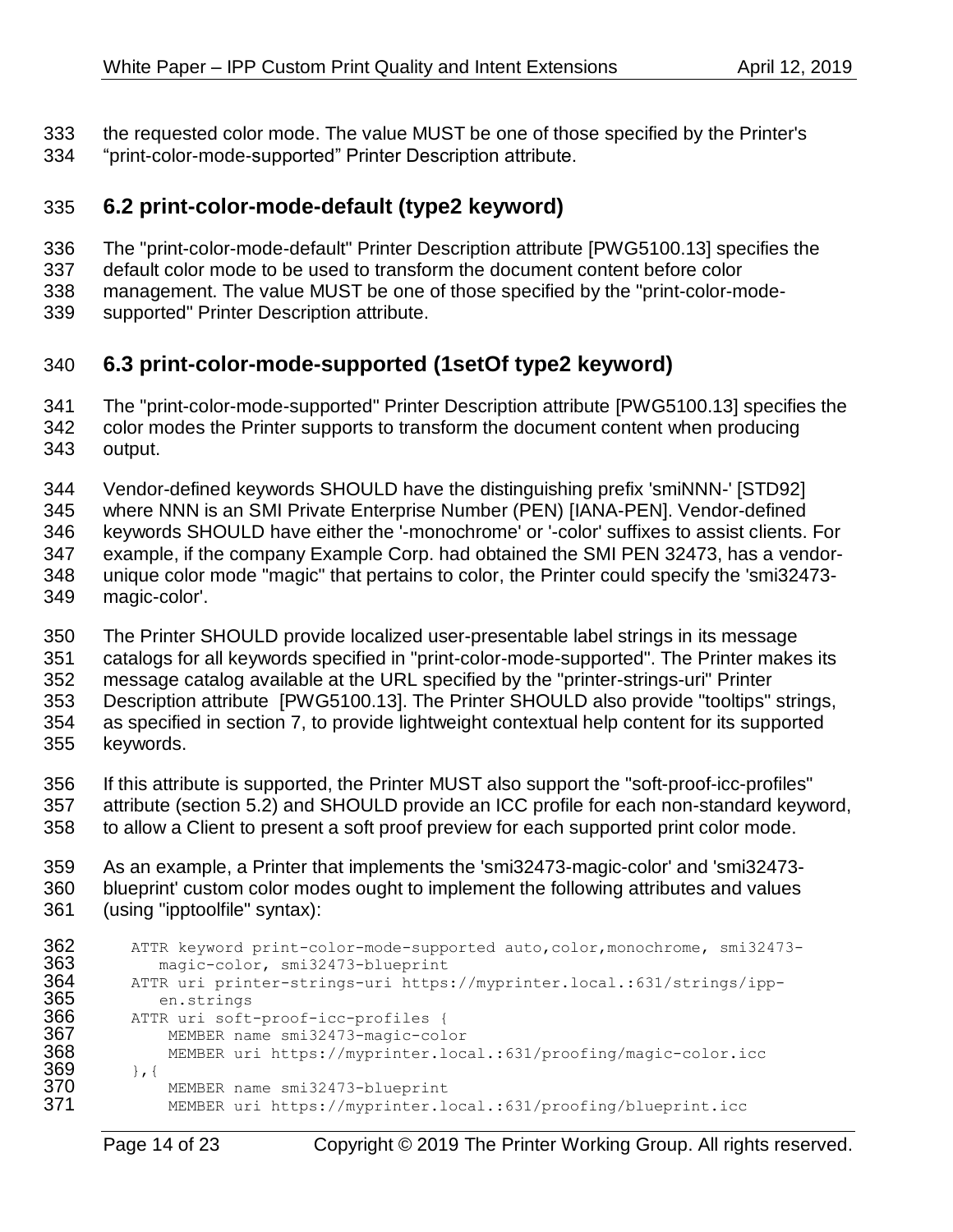the requested color mode. The value MUST be one of those specified by the Printer's "print-color-mode-supported" Printer Description attribute.

## 6.2 print-color-mode-default (type2 keyword)

The "print-color-mode-default" Printer Description attribute [PWG5100.13] specifies the default color mode to be used to transform the document content before color management. The value MUST be one of those specified by the "print-color-mode-supported" Printer Description attribute.

## 6.3 print-color-mode-supported (1setOf type2 keyword)

The "print-color-mode-supported" Printer Description attribute [PWG5100.13] specifies the color modes the Printer supports to transform the document content when producing output.

Vendor-defined keywords SHOULD have the distinguishing prefix 'smiNNN-' [STD92] where NNN is an SMI Private Enterprise Number (PEN) [IANA-PEN]. Vendor-defined keywords SHOULD have either the '-monochrome' or '-color' suffixes to assist clients. For example, if the company Example Corp. had obtained the SMI PEN 32473, has a vendor-unique color mode "magic" that pertains to color, the Printer could specify the 'smi32473-magic-color'.

The Printer SHOULD provide localized user-presentable label strings in its message catalogs for all keywords specified in "print-color-mode-supported". The Printer makes its message catalog available at the URL specified by the "printer-strings-uri" Printer Description attribute [PWG5100.13]. The Printer SHOULD also provide "tooltips" strings, as specified in section 7, to provide lightweight contextual help content for its supported keywords.

If this attribute is supported, the Printer MUST also support the "soft-proof-icc-profiles" attribute (section 5.2) and SHOULD provide an ICC profile for each non-standard keyword, to allow a Client to present a soft proof preview for each supported print color mode.

As an example, a Printer that implements the 'smi32473-magic-color' and 'smi32473-blueprint' custom color modes ought to implement the following attributes and values (using "ipptoolfile" syntax):

```
ATTR keyword print-color-mode-supported auto,color,monochrome, smi32473-
   magic-color, smi32473-blueprint
ATTR uri printer-strings-uri https://myprinter.local.:631/strings/ipp-
   en.strings
ATTR uri soft-proof-icc-profiles {
    MEMBER name smi32473-magic-color
    MEMBER uri https://myprinter.local.:631/proofing/magic-color.icc
},{
    MEMBER name smi32473-blueprint
    MEMBER uri https://myprinter.local.:631/proofing/blueprint.icc
```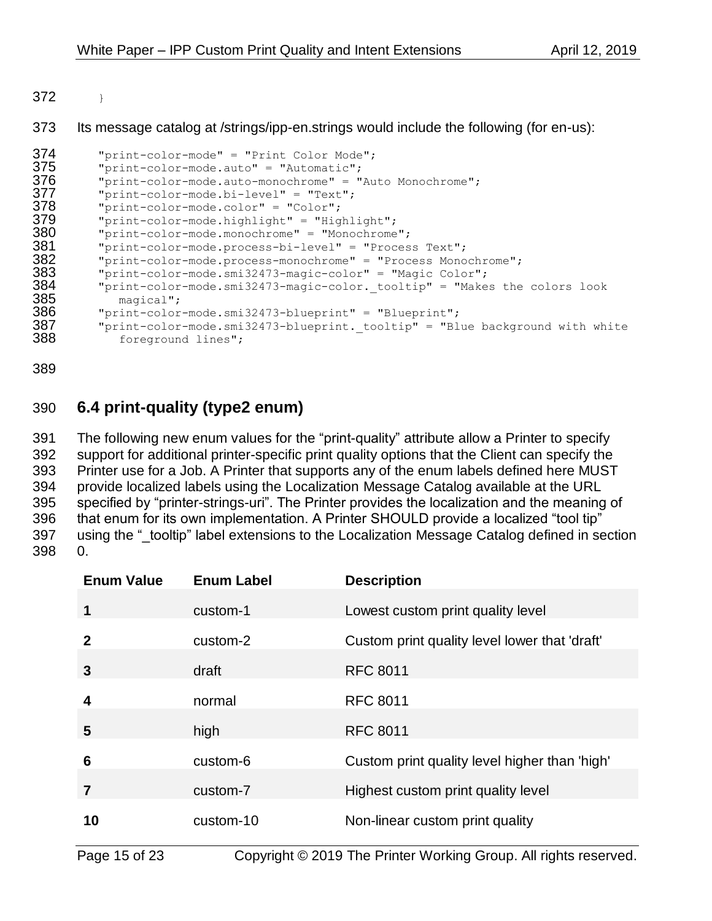```
}
```

Its message catalog at /strings/ipp-en.strings would include the following (for en-us):

```
"print-color-mode" = "Print Color Mode";
"print-color-mode.auto" = "Automatic";
"print-color-mode.auto-monochrome" = "Auto Monochrome";
"print-color-mode.bi-level" = "Text";
"print-color-mode.color" = "Color";
"print-color-mode.highlight" = "Highlight";
"print-color-mode.monochrome" = "Monochrome";
"print-color-mode.process-bi-level" = "Process Text";
"print-color-mode.process-monochrome" = "Process Monochrome";
"print-color-mode.smi32473-magic-color" = "Magic Color";
"print-color-mode.smi32473-magic-color._tooltip" = "Makes the colors look
   magical";
"print-color-mode.smi32473-blueprint" = "Blueprint";
"print-color-mode.smi32473-blueprint._tooltip" = "Blue background with white
   foreground lines";
```

## 6.4 print-quality (type2 enum)

The following new enum values for the "print-quality" attribute allow a Printer to specify support for additional printer-specific print quality options that the Client can specify the Printer use for a Job. A Printer that supports any of the enum labels defined here MUST provide localized labels using the Localization Message Catalog available at the URL specified by "printer-strings-uri". The Printer provides the localization and the meaning of that enum for its own implementation. A Printer SHOULD provide a localized "tool tip" using the "_tooltip" label extensions to the Localization Message Catalog defined in section 0.

| Enum Value | Enum Label | Description |
|---|---|---|
| **1** | custom-1 | Lowest custom print quality level |
| **2** | custom-2 | Custom print quality level lower that 'draft' |
| **3** | draft | RFC 8011 |
| **4** | normal | RFC 8011 |
| **5** | high | RFC 8011 |
| **6** | custom-6 | Custom print quality level higher than 'high' |
| **7** | custom-7 | Highest custom print quality level |
| **10** | custom-10 | Non-linear custom print quality |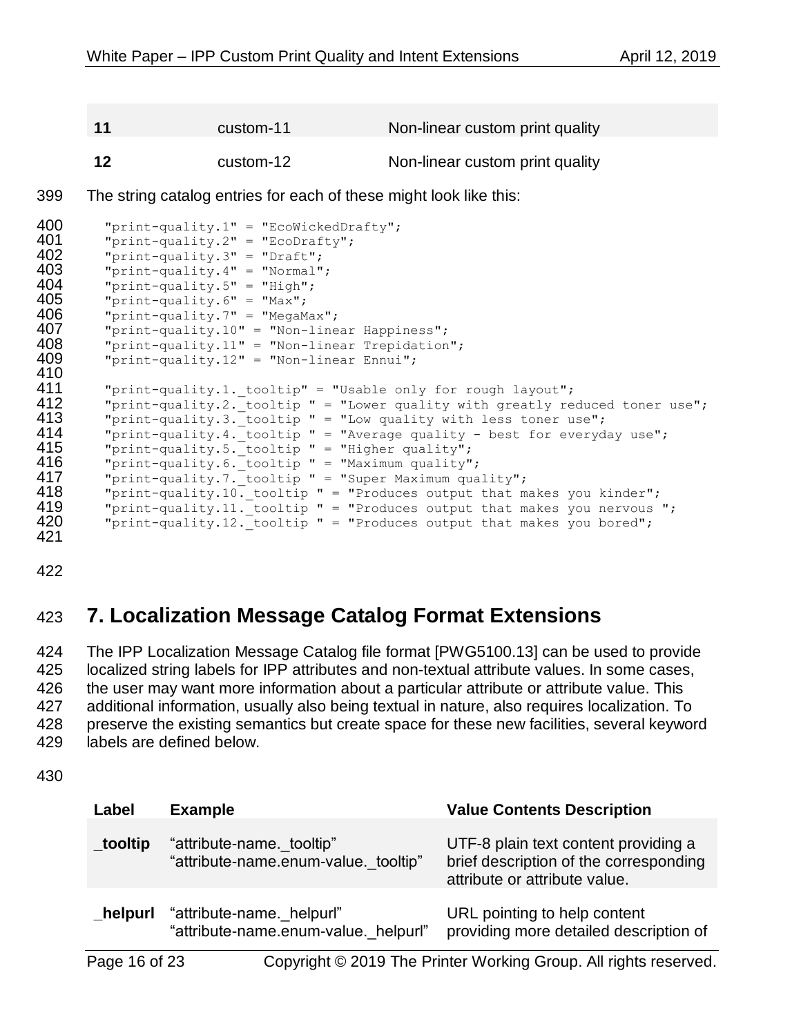| | | |
|---|---|---|
| **11** | custom-11 | Non-linear custom print quality |
| **12** | custom-12 | Non-linear custom print quality |

The string catalog entries for each of these might look like this:

```
"print-quality.1" = "EcoWickedDrafty";
"print-quality.2" = "EcoDrafty";
"print-quality.3" = "Draft";
"print-quality.4" = "Normal";
"print-quality.5" = "High";
"print-quality.6" = "Max";
"print-quality.7" = "MegaMax";
"print-quality.10" = "Non-linear Happiness";
"print-quality.11" = "Non-linear Trepidation";
"print-quality.12" = "Non-linear Ennui";

"print-quality.1._tooltip" = "Usable only for rough layout";
"print-quality.2._tooltip " = "Lower quality with greatly reduced toner use";
"print-quality.3._tooltip " = "Low quality with less toner use";
"print-quality.4._tooltip " = "Average quality - best for everyday use";
"print-quality.5._tooltip " = "Higher quality";
"print-quality.6._tooltip " = "Maximum quality";
"print-quality.7._tooltip " = "Super Maximum quality";
"print-quality.10._tooltip " = "Produces output that makes you kinder";
"print-quality.11._tooltip " = "Produces output that makes you nervous ";
"print-quality.12._tooltip " = "Produces output that makes you bored";
```

# 7. Localization Message Catalog Format Extensions

The IPP Localization Message Catalog file format [PWG5100.13] can be used to provide localized string labels for IPP attributes and non-textual attribute values. In some cases, the user may want more information about a particular attribute or attribute value. This additional information, usually also being textual in nature, also requires localization. To preserve the existing semantics but create space for these new facilities, several keyword labels are defined below.

| Label | Example | Value Contents Description |
|---|---|---|
| **_tooltip** | "attribute-name._tooltip" "attribute-name.enum-value._tooltip" | UTF-8 plain text content providing a brief description of the corresponding attribute or attribute value. |
| **_helpurl** | "attribute-name._helpurl" "attribute-name.enum-value._helpurl" | URL pointing to help content providing more detailed description of |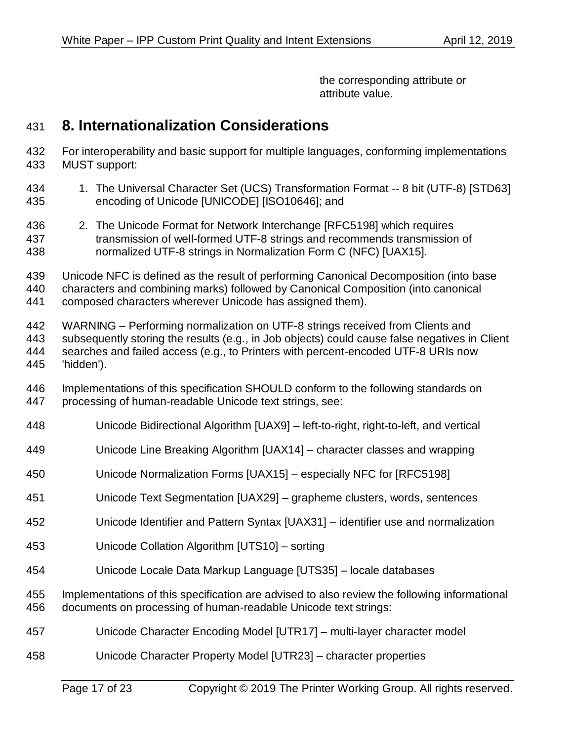the corresponding attribute or attribute value.

# 8. Internationalization Considerations

For interoperability and basic support for multiple languages, conforming implementations MUST support:

1. The Universal Character Set (UCS) Transformation Format -- 8 bit (UTF-8) [STD63] encoding of Unicode [UNICODE] [ISO10646]; and
2. The Unicode Format for Network Interchange [RFC5198] which requires transmission of well-formed UTF-8 strings and recommends transmission of normalized UTF-8 strings in Normalization Form C (NFC) [UAX15].

Unicode NFC is defined as the result of performing Canonical Decomposition (into base characters and combining marks) followed by Canonical Composition (into canonical composed characters wherever Unicode has assigned them).

WARNING – Performing normalization on UTF-8 strings received from Clients and subsequently storing the results (e.g., in Job objects) could cause false negatives in Client searches and failed access (e.g., to Printers with percent-encoded UTF-8 URIs now 'hidden').

Implementations of this specification SHOULD conform to the following standards on processing of human-readable Unicode text strings, see:

Unicode Bidirectional Algorithm [UAX9] – left-to-right, right-to-left, and vertical

Unicode Line Breaking Algorithm [UAX14] – character classes and wrapping

Unicode Normalization Forms [UAX15] – especially NFC for [RFC5198]

Unicode Text Segmentation [UAX29] – grapheme clusters, words, sentences

Unicode Identifier and Pattern Syntax [UAX31] – identifier use and normalization

Unicode Collation Algorithm [UTS10] – sorting

Unicode Locale Data Markup Language [UTS35] – locale databases

Implementations of this specification are advised to also review the following informational documents on processing of human-readable Unicode text strings:

Unicode Character Encoding Model [UTR17] – multi-layer character model

Unicode Character Property Model [UTR23] – character properties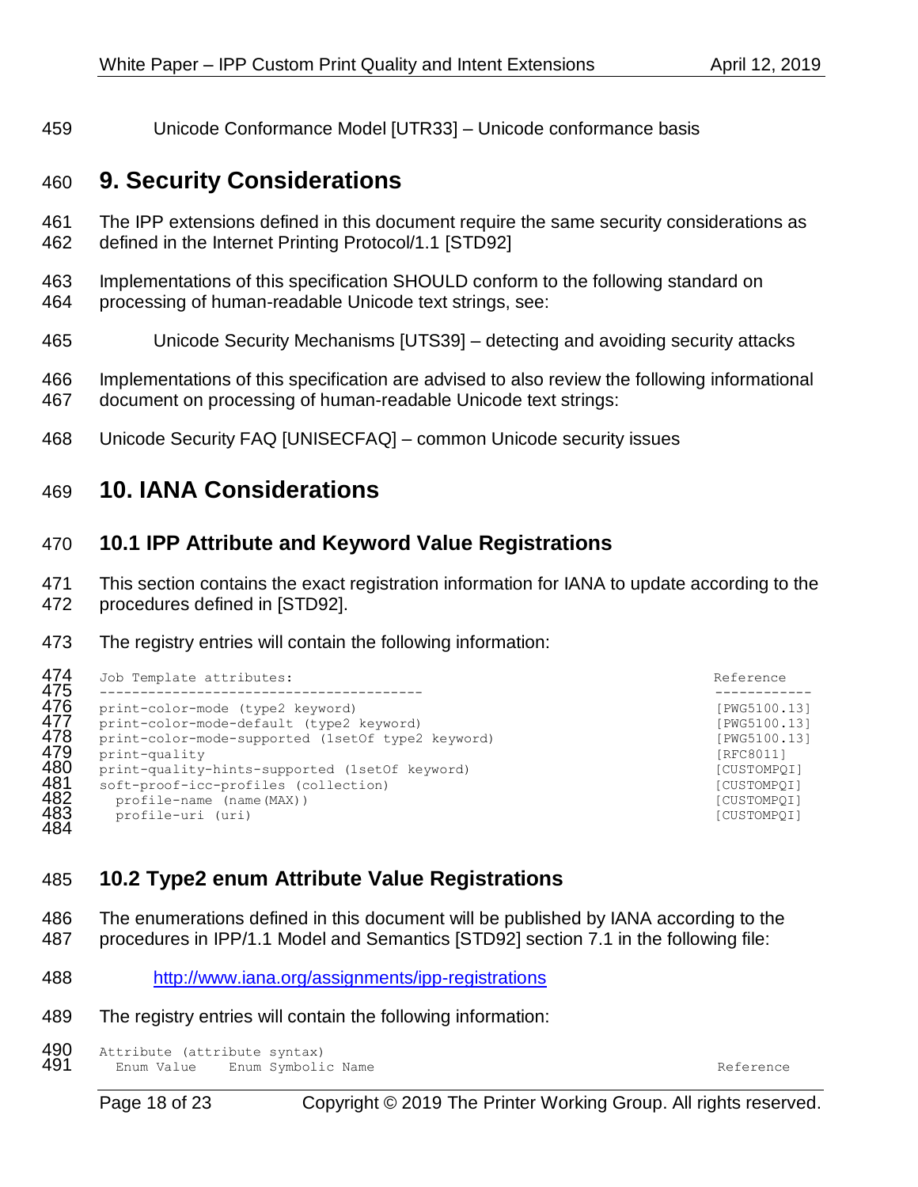Unicode Conformance Model [UTR33] – Unicode conformance basis

# 9. Security Considerations

The IPP extensions defined in this document require the same security considerations as defined in the Internet Printing Protocol/1.1 [STD92]

Implementations of this specification SHOULD conform to the following standard on processing of human-readable Unicode text strings, see:

Unicode Security Mechanisms [UTS39] – detecting and avoiding security attacks

Implementations of this specification are advised to also review the following informational document on processing of human-readable Unicode text strings:

Unicode Security FAQ [UNISECFAQ] – common Unicode security issues

# 10. IANA Considerations

## 10.1 IPP Attribute and Keyword Value Registrations

This section contains the exact registration information for IANA to update according to the procedures defined in [STD92].

The registry entries will contain the following information:

```
Job Template attributes:                                          Reference
---------------------------------------                           ------------
print-color-mode (type2 keyword)                                  [PWG5100.13]
print-color-mode-default (type2 keyword)                          [PWG5100.13]
print-color-mode-supported (1setOf type2 keyword)                 [PWG5100.13]
print-quality                                                     [RFC8011]
print-quality-hints-supported (1setOf keyword)                    [CUSTOMPQI]
soft-proof-icc-profiles (collection)                              [CUSTOMPQI]
  profile-name (name(MAX))                                        [CUSTOMPQI]
  profile-uri (uri)                                               [CUSTOMPQI]
```

## 10.2 Type2 enum Attribute Value Registrations

The enumerations defined in this document will be published by IANA according to the procedures in IPP/1.1 Model and Semantics [STD92] section 7.1 in the following file:

http://www.iana.org/assignments/ipp-registrations

The registry entries will contain the following information:

```
Attribute (attribute syntax)
  Enum Value    Enum Symbolic Name                                Reference
```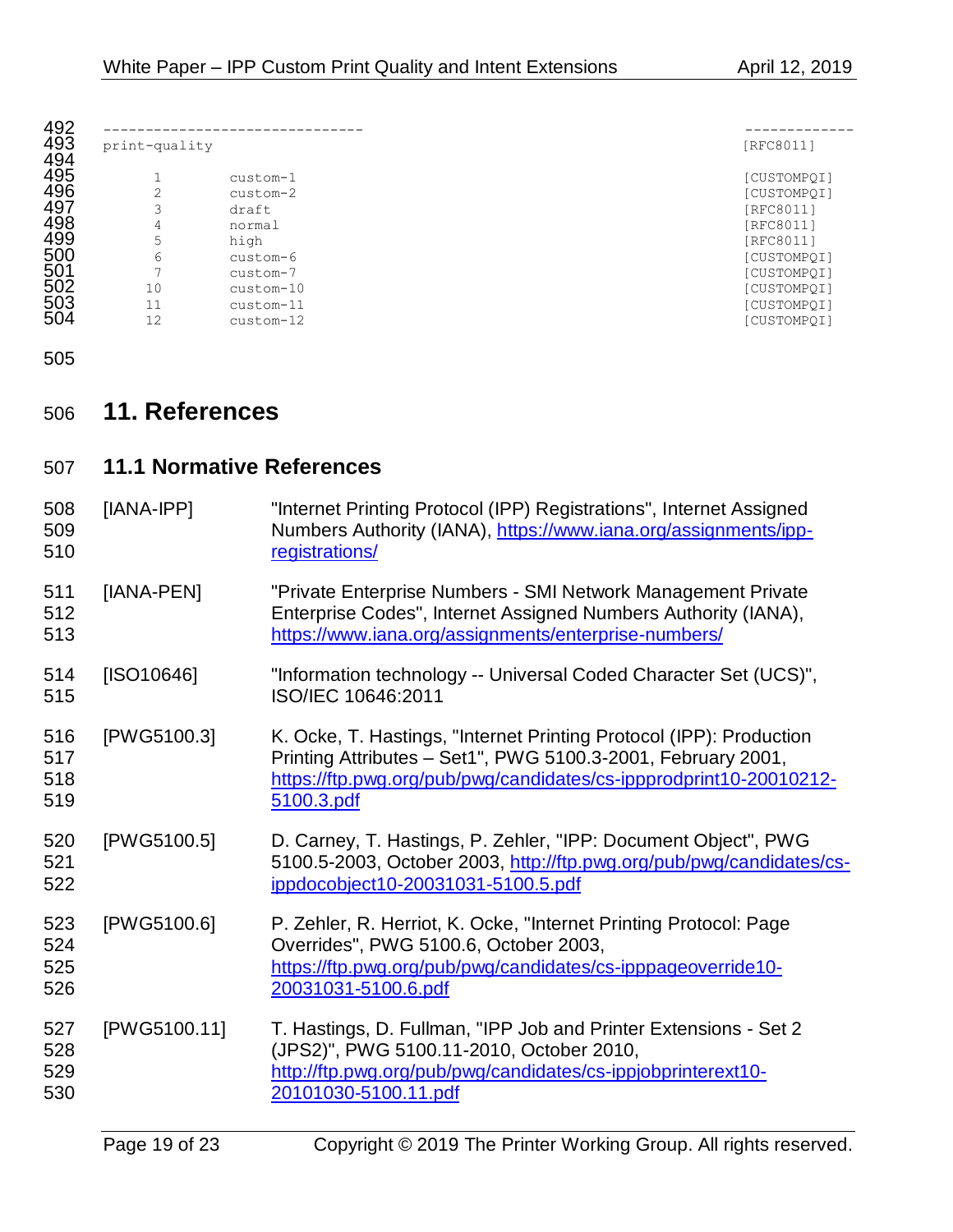```
------------------------------                                    -------------
print-quality                                                     [RFC8011]

      1        custom-1                                           [CUSTOMPQI]
      2        custom-2                                           [CUSTOMPQI]
      3        draft                                              [RFC8011]
      4        normal                                             [RFC8011]
      5        high                                               [RFC8011]
      6        custom-6                                           [CUSTOMPQI]
      7        custom-7                                           [CUSTOMPQI]
     10        custom-10                                          [CUSTOMPQI]
     11        custom-11                                          [CUSTOMPQI]
     12        custom-12                                          [CUSTOMPQI]
```

# 11. References

## 11.1 Normative References

[IANA-IPP] "Internet Printing Protocol (IPP) Registrations", Internet Assigned Numbers Authority (IANA), https://www.iana.org/assignments/ipp-registrations/

[IANA-PEN] "Private Enterprise Numbers - SMI Network Management Private Enterprise Codes", Internet Assigned Numbers Authority (IANA), https://www.iana.org/assignments/enterprise-numbers/

[ISO10646] "Information technology -- Universal Coded Character Set (UCS)", ISO/IEC 10646:2011

[PWG5100.3] K. Ocke, T. Hastings, "Internet Printing Protocol (IPP): Production Printing Attributes – Set1", PWG 5100.3-2001, February 2001, https://ftp.pwg.org/pub/pwg/candidates/cs-ippprodprint10-20010212-5100.3.pdf

[PWG5100.5] D. Carney, T. Hastings, P. Zehler, "IPP: Document Object", PWG 5100.5-2003, October 2003, http://ftp.pwg.org/pub/pwg/candidates/cs-ippdocobject10-20031031-5100.5.pdf

[PWG5100.6] P. Zehler, R. Herriot, K. Ocke, "Internet Printing Protocol: Page Overrides", PWG 5100.6, October 2003, https://ftp.pwg.org/pub/pwg/candidates/cs-ipppageoverride10-20031031-5100.6.pdf

[PWG5100.11] T. Hastings, D. Fullman, "IPP Job and Printer Extensions - Set 2 (JPS2)", PWG 5100.11-2010, October 2010, http://ftp.pwg.org/pub/pwg/candidates/cs-ippjobprinterext10-20101030-5100.11.pdf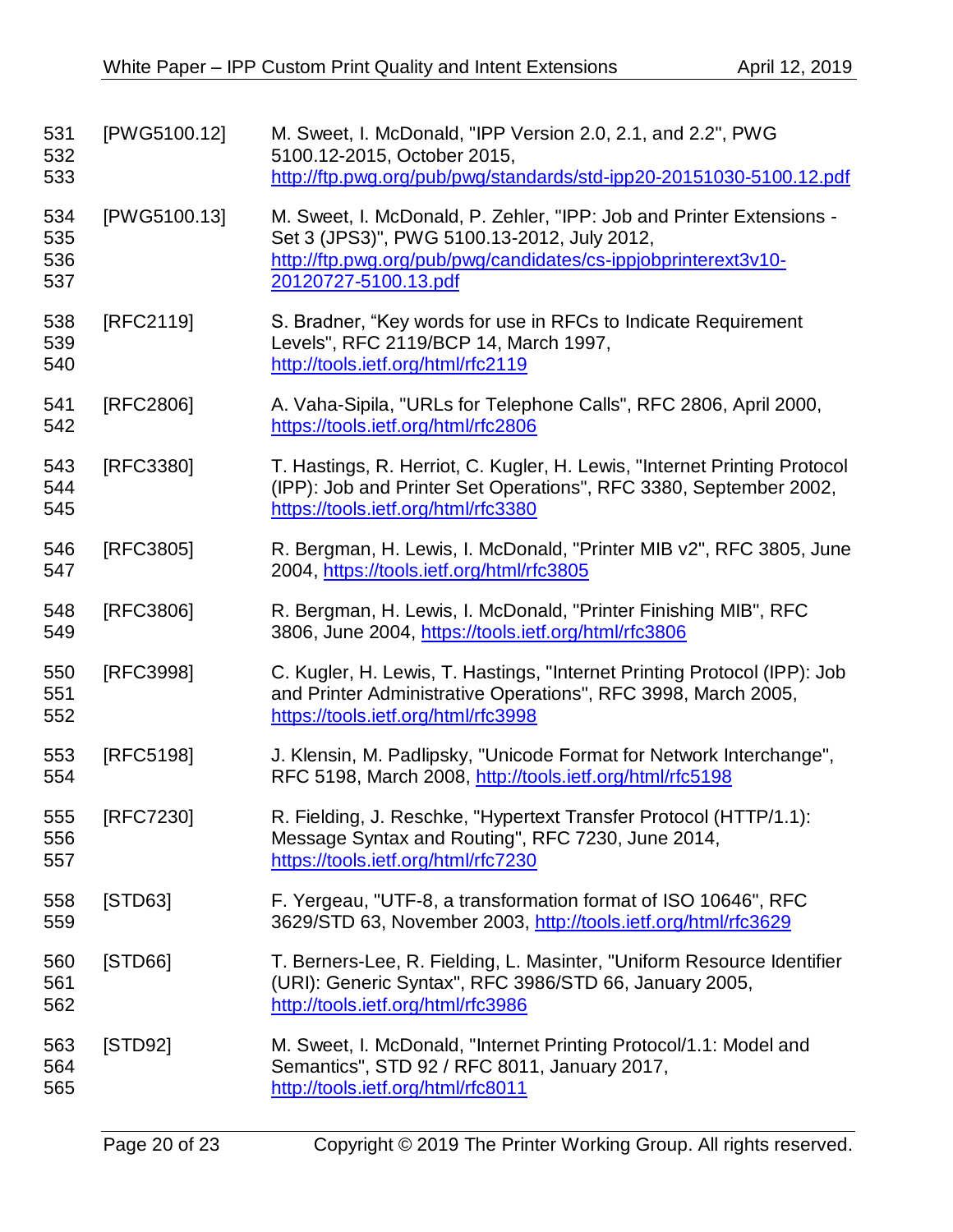[PWG5100.12] M. Sweet, I. McDonald, "IPP Version 2.0, 2.1, and 2.2", PWG 5100.12-2015, October 2015, http://ftp.pwg.org/pub/pwg/standards/std-ipp20-20151030-5100.12.pdf

[PWG5100.13] M. Sweet, I. McDonald, P. Zehler, "IPP: Job and Printer Extensions - Set 3 (JPS3)", PWG 5100.13-2012, July 2012, http://ftp.pwg.org/pub/pwg/candidates/cs-ippjobprinterext3v10-20120727-5100.13.pdf

[RFC2119] S. Bradner, "Key words for use in RFCs to Indicate Requirement Levels", RFC 2119/BCP 14, March 1997, http://tools.ietf.org/html/rfc2119

[RFC2806] A. Vaha-Sipila, "URLs for Telephone Calls", RFC 2806, April 2000, https://tools.ietf.org/html/rfc2806

[RFC3380] T. Hastings, R. Herriot, C. Kugler, H. Lewis, "Internet Printing Protocol (IPP): Job and Printer Set Operations", RFC 3380, September 2002, https://tools.ietf.org/html/rfc3380

[RFC3805] R. Bergman, H. Lewis, I. McDonald, "Printer MIB v2", RFC 3805, June 2004, https://tools.ietf.org/html/rfc3805

[RFC3806] R. Bergman, H. Lewis, I. McDonald, "Printer Finishing MIB", RFC 3806, June 2004, https://tools.ietf.org/html/rfc3806

[RFC3998] C. Kugler, H. Lewis, T. Hastings, "Internet Printing Protocol (IPP): Job and Printer Administrative Operations", RFC 3998, March 2005, https://tools.ietf.org/html/rfc3998

[RFC5198] J. Klensin, M. Padlipsky, "Unicode Format for Network Interchange", RFC 5198, March 2008, http://tools.ietf.org/html/rfc5198

[RFC7230] R. Fielding, J. Reschke, "Hypertext Transfer Protocol (HTTP/1.1): Message Syntax and Routing", RFC 7230, June 2014, https://tools.ietf.org/html/rfc7230

[STD63] F. Yergeau, "UTF-8, a transformation format of ISO 10646", RFC 3629/STD 63, November 2003, http://tools.ietf.org/html/rfc3629

[STD66] T. Berners-Lee, R. Fielding, L. Masinter, "Uniform Resource Identifier (URI): Generic Syntax", RFC 3986/STD 66, January 2005, http://tools.ietf.org/html/rfc3986

[STD92] M. Sweet, I. McDonald, "Internet Printing Protocol/1.1: Model and Semantics", STD 92 / RFC 8011, January 2017, http://tools.ietf.org/html/rfc8011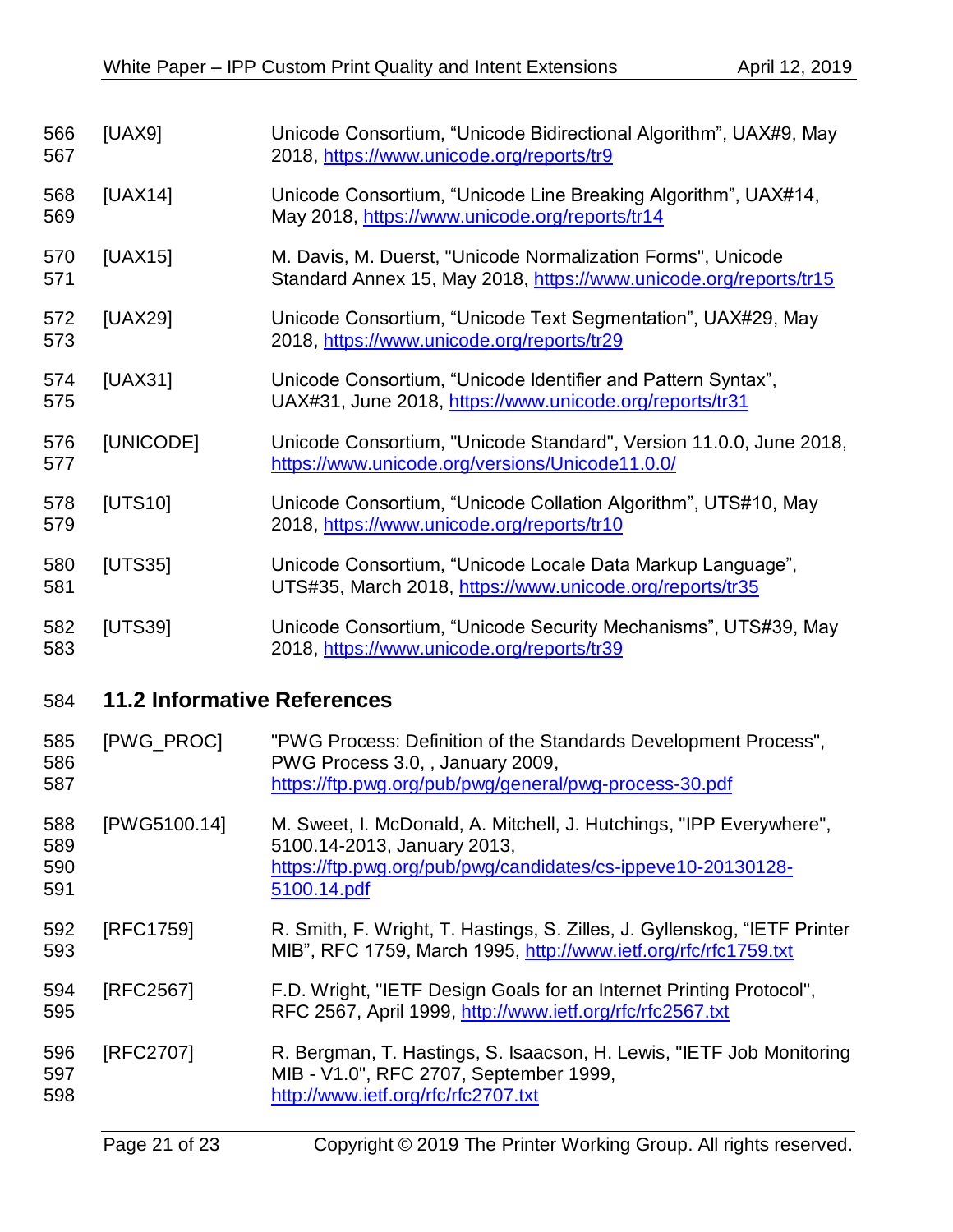[UAX9] Unicode Consortium, “Unicode Bidirectional Algorithm”, UAX#9, May 2018, https://www.unicode.org/reports/tr9

[UAX14] Unicode Consortium, “Unicode Line Breaking Algorithm”, UAX#14, May 2018, https://www.unicode.org/reports/tr14

[UAX15] M. Davis, M. Duerst, "Unicode Normalization Forms", Unicode Standard Annex 15, May 2018, https://www.unicode.org/reports/tr15

[UAX29] Unicode Consortium, “Unicode Text Segmentation”, UAX#29, May 2018, https://www.unicode.org/reports/tr29

[UAX31] Unicode Consortium, “Unicode Identifier and Pattern Syntax”, UAX#31, June 2018, https://www.unicode.org/reports/tr31

[UNICODE] Unicode Consortium, "Unicode Standard", Version 11.0.0, June 2018, https://www.unicode.org/versions/Unicode11.0.0/

[UTS10] Unicode Consortium, “Unicode Collation Algorithm”, UTS#10, May 2018, https://www.unicode.org/reports/tr10

[UTS35] Unicode Consortium, “Unicode Locale Data Markup Language”, UTS#35, March 2018, https://www.unicode.org/reports/tr35

[UTS39] Unicode Consortium, “Unicode Security Mechanisms”, UTS#39, May 2018, https://www.unicode.org/reports/tr39

## 11.2 Informative References

[PWG_PROC] "PWG Process: Definition of the Standards Development Process", PWG Process 3.0, , January 2009, https://ftp.pwg.org/pub/pwg/general/pwg-process-30.pdf

[PWG5100.14] M. Sweet, I. McDonald, A. Mitchell, J. Hutchings, "IPP Everywhere", 5100.14-2013, January 2013, https://ftp.pwg.org/pub/pwg/candidates/cs-ippeve10-20130128-5100.14.pdf

[RFC1759] R. Smith, F. Wright, T. Hastings, S. Zilles, J. Gyllenskog, “IETF Printer MIB”, RFC 1759, March 1995, http://www.ietf.org/rfc/rfc1759.txt

[RFC2567] F.D. Wright, "IETF Design Goals for an Internet Printing Protocol", RFC 2567, April 1999, http://www.ietf.org/rfc/rfc2567.txt

[RFC2707] R. Bergman, T. Hastings, S. Isaacson, H. Lewis, "IETF Job Monitoring MIB - V1.0", RFC 2707, September 1999, http://www.ietf.org/rfc/rfc2707.txt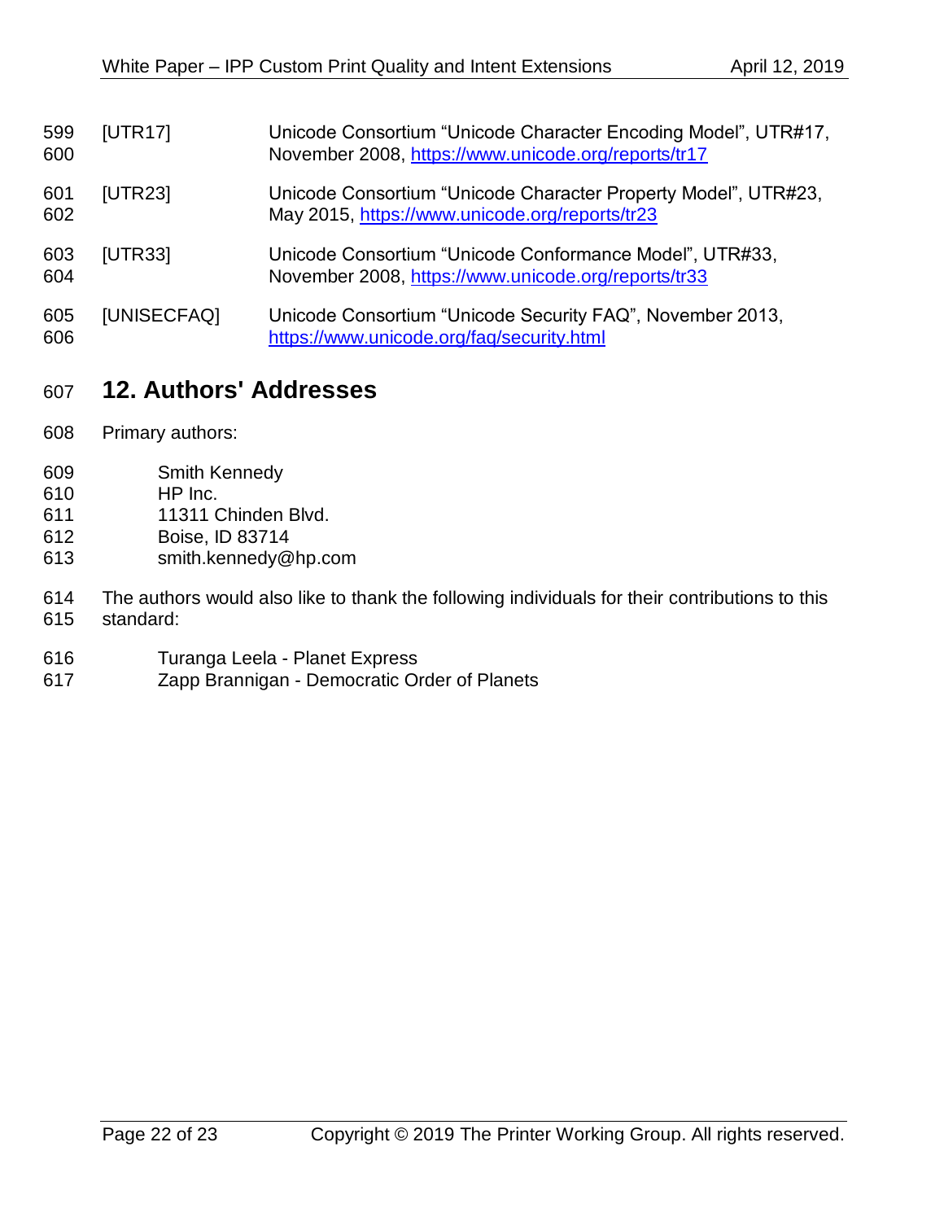[UTR17] Unicode Consortium "Unicode Character Encoding Model", UTR#17, November 2008, https://www.unicode.org/reports/tr17

[UTR23] Unicode Consortium "Unicode Character Property Model", UTR#23, May 2015, https://www.unicode.org/reports/tr23

[UTR33] Unicode Consortium "Unicode Conformance Model", UTR#33, November 2008, https://www.unicode.org/reports/tr33

[UNISECFAQ] Unicode Consortium "Unicode Security FAQ", November 2013, https://www.unicode.org/faq/security.html

# 12. Authors' Addresses

Primary authors:

Smith Kennedy
HP Inc.
11311 Chinden Blvd.
Boise, ID 83714
smith.kennedy@hp.com

The authors would also like to thank the following individuals for their contributions to this standard:

Turanga Leela - Planet Express
Zapp Brannigan - Democratic Order of Planets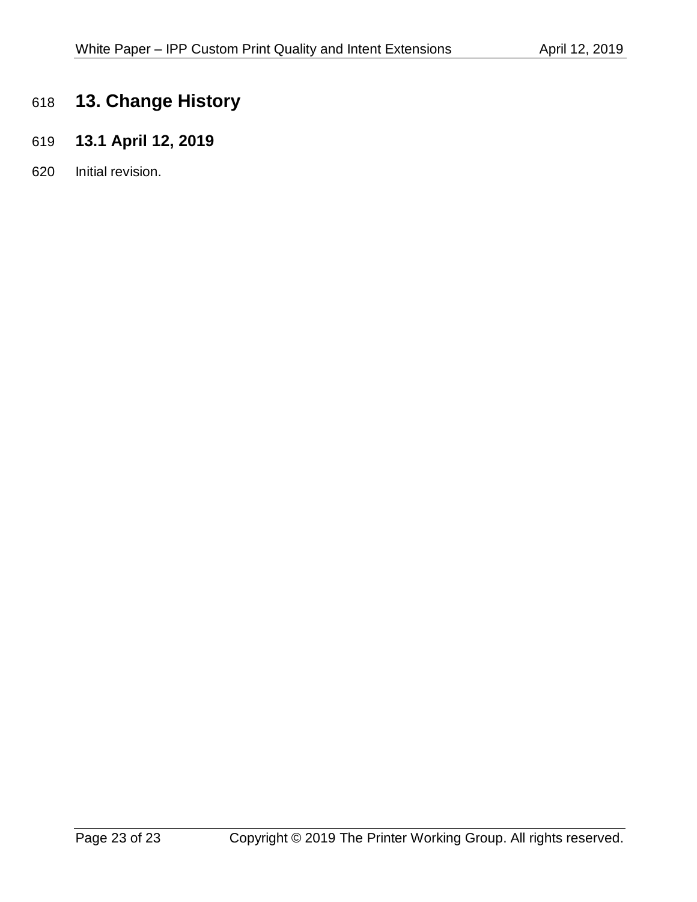# 13. Change History

## 13.1 April 12, 2019

Initial revision.